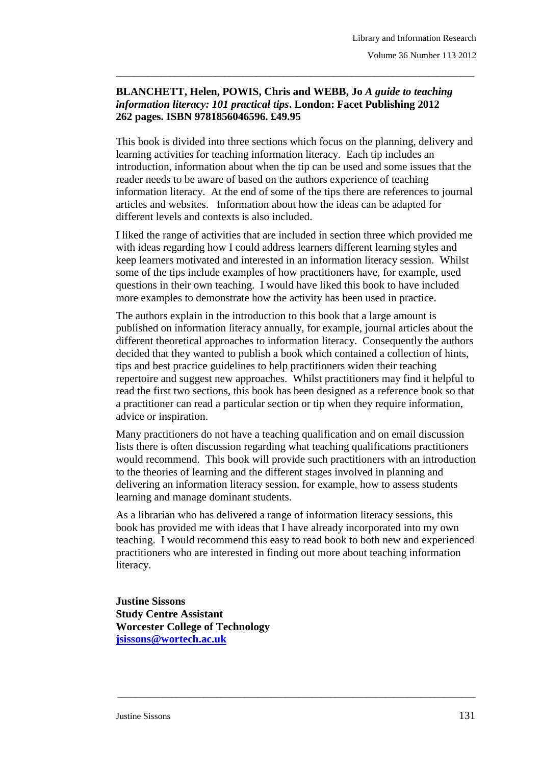**BLANCHETT, Helen, POWIS, Chris and WEBB, Jo *A guide to teaching information literacy: 101 practical tips*. London: Facet Publishing 2012 262 pages. ISBN 9781856046596. £49.95**

This book is divided into three sections which focus on the planning, delivery and learning activities for teaching information literacy. Each tip includes an introduction, information about when the tip can be used and some issues that the reader needs to be aware of based on the authors experience of teaching information literacy. At the end of some of the tips there are references to journal articles and websites. Information about how the ideas can be adapted for different levels and contexts is also included.

I liked the range of activities that are included in section three which provided me with ideas regarding how I could address learners different learning styles and keep learners motivated and interested in an information literacy session. Whilst some of the tips include examples of how practitioners have, for example, used questions in their own teaching. I would have liked this book to have included more examples to demonstrate how the activity has been used in practice.

The authors explain in the introduction to this book that a large amount is published on information literacy annually, for example, journal articles about the different theoretical approaches to information literacy. Consequently the authors decided that they wanted to publish a book which contained a collection of hints, tips and best practice guidelines to help practitioners widen their teaching repertoire and suggest new approaches. Whilst practitioners may find it helpful to read the first two sections, this book has been designed as a reference book so that a practitioner can read a particular section or tip when they require information, advice or inspiration.

Many practitioners do not have a teaching qualification and on email discussion lists there is often discussion regarding what teaching qualifications practitioners would recommend. This book will provide such practitioners with an introduction to the theories of learning and the different stages involved in planning and delivering an information literacy session, for example, how to assess students learning and manage dominant students.

As a librarian who has delivered a range of information literacy sessions, this book has provided me with ideas that I have already incorporated into my own teaching. I would recommend this easy to read book to both new and experienced practitioners who are interested in finding out more about teaching information literacy.

**Justine Sissons**
**Study Centre Assistant**
**Worcester College of Technology**
**jsissons@wortech.ac.uk**